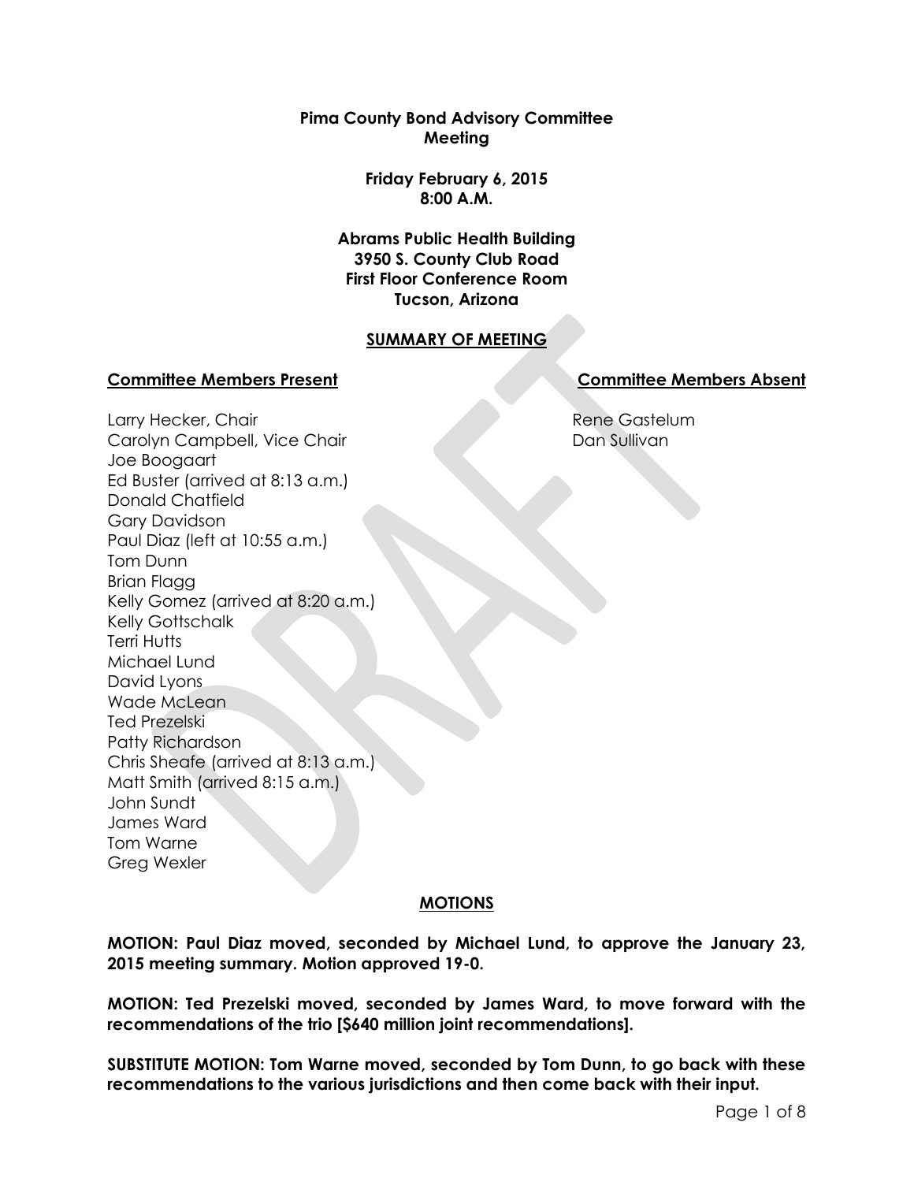**Pima County Bond Advisory Committee**
**Meeting**

**Friday February 6, 2015**
**8:00 A.M.**

**Abrams Public Health Building**
**3950 S. County Club Road**
**First Floor Conference Room**
**Tucson, Arizona**

## SUMMARY OF MEETING

**Committee Members Present**

Larry Hecker, Chair
Carolyn Campbell, Vice Chair
Joe Boogaart
Ed Buster (arrived at 8:13 a.m.)
Donald Chatfield
Gary Davidson
Paul Diaz (left at 10:55 a.m.)
Tom Dunn
Brian Flagg
Kelly Gomez (arrived at 8:20 a.m.)
Kelly Gottschalk
Terri Hutts
Michael Lund
David Lyons
Wade McLean
Ted Prezelski
Patty Richardson
Chris Sheafe (arrived at 8:13 a.m.)
Matt Smith (arrived 8:15 a.m.)
John Sundt
James Ward
Tom Warne
Greg Wexler

**Committee Members Absent**

Rene Gastelum
Dan Sullivan

## MOTIONS

**MOTION: Paul Diaz moved, seconded by Michael Lund, to approve the January 23, 2015 meeting summary. Motion approved 19-0.**

**MOTION: Ted Prezelski moved, seconded by James Ward, to move forward with the recommendations of the trio [$640 million joint recommendations].**

**SUBSTITUTE MOTION: Tom Warne moved, seconded by Tom Dunn, to go back with these recommendations to the various jurisdictions and then come back with their input.**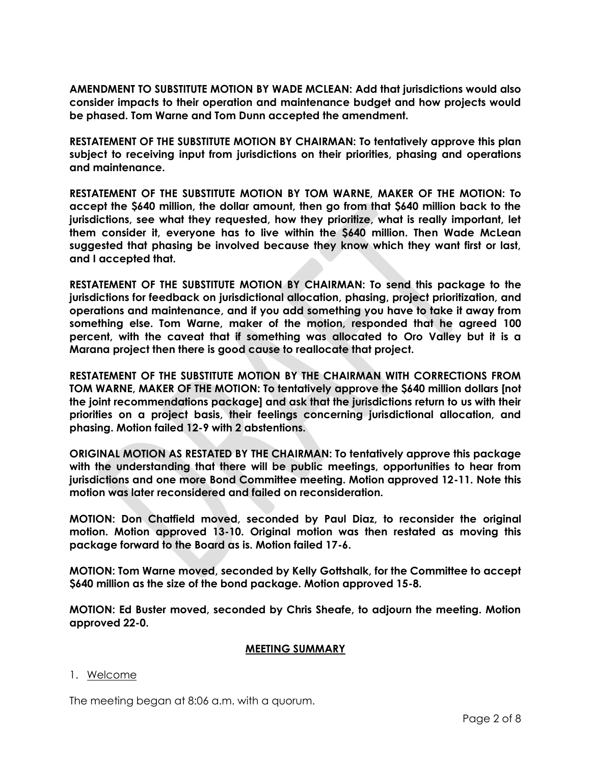**AMENDMENT TO SUBSTITUTE MOTION BY WADE MCLEAN: Add that jurisdictions would also consider impacts to their operation and maintenance budget and how projects would be phased. Tom Warne and Tom Dunn accepted the amendment.**

**RESTATEMENT OF THE SUBSTITUTE MOTION BY CHAIRMAN: To tentatively approve this plan subject to receiving input from jurisdictions on their priorities, phasing and operations and maintenance.**

**RESTATEMENT OF THE SUBSTITUTE MOTION BY TOM WARNE, MAKER OF THE MOTION: To accept the $640 million, the dollar amount, then go from that $640 million back to the jurisdictions, see what they requested, how they prioritize, what is really important, let them consider it, everyone has to live within the $640 million. Then Wade McLean suggested that phasing be involved because they know which they want first or last, and I accepted that.**

**RESTATEMENT OF THE SUBSTITUTE MOTION BY CHAIRMAN: To send this package to the jurisdictions for feedback on jurisdictional allocation, phasing, project prioritization, and operations and maintenance, and if you add something you have to take it away from something else. Tom Warne, maker of the motion, responded that he agreed 100 percent, with the caveat that if something was allocated to Oro Valley but it is a Marana project then there is good cause to reallocate that project.**

**RESTATEMENT OF THE SUBSTITUTE MOTION BY THE CHAIRMAN WITH CORRECTIONS FROM TOM WARNE, MAKER OF THE MOTION: To tentatively approve the $640 million dollars [not the joint recommendations package] and ask that the jurisdictions return to us with their priorities on a project basis, their feelings concerning jurisdictional allocation, and phasing. Motion failed 12-9 with 2 abstentions.**

**ORIGINAL MOTION AS RESTATED BY THE CHAIRMAN: To tentatively approve this package with the understanding that there will be public meetings, opportunities to hear from jurisdictions and one more Bond Committee meeting. Motion approved 12-11. Note this motion was later reconsidered and failed on reconsideration.**

**MOTION: Don Chatfield moved, seconded by Paul Diaz, to reconsider the original motion. Motion approved 13-10. Original motion was then restated as moving this package forward to the Board as is. Motion failed 17-6.**

**MOTION: Tom Warne moved, seconded by Kelly Gottshalk, for the Committee to accept $640 million as the size of the bond package. Motion approved 15-8.**

**MOTION: Ed Buster moved, seconded by Chris Sheafe, to adjourn the meeting. Motion approved 22-0.**

## MEETING SUMMARY

1. Welcome

The meeting began at 8:06 a.m. with a quorum.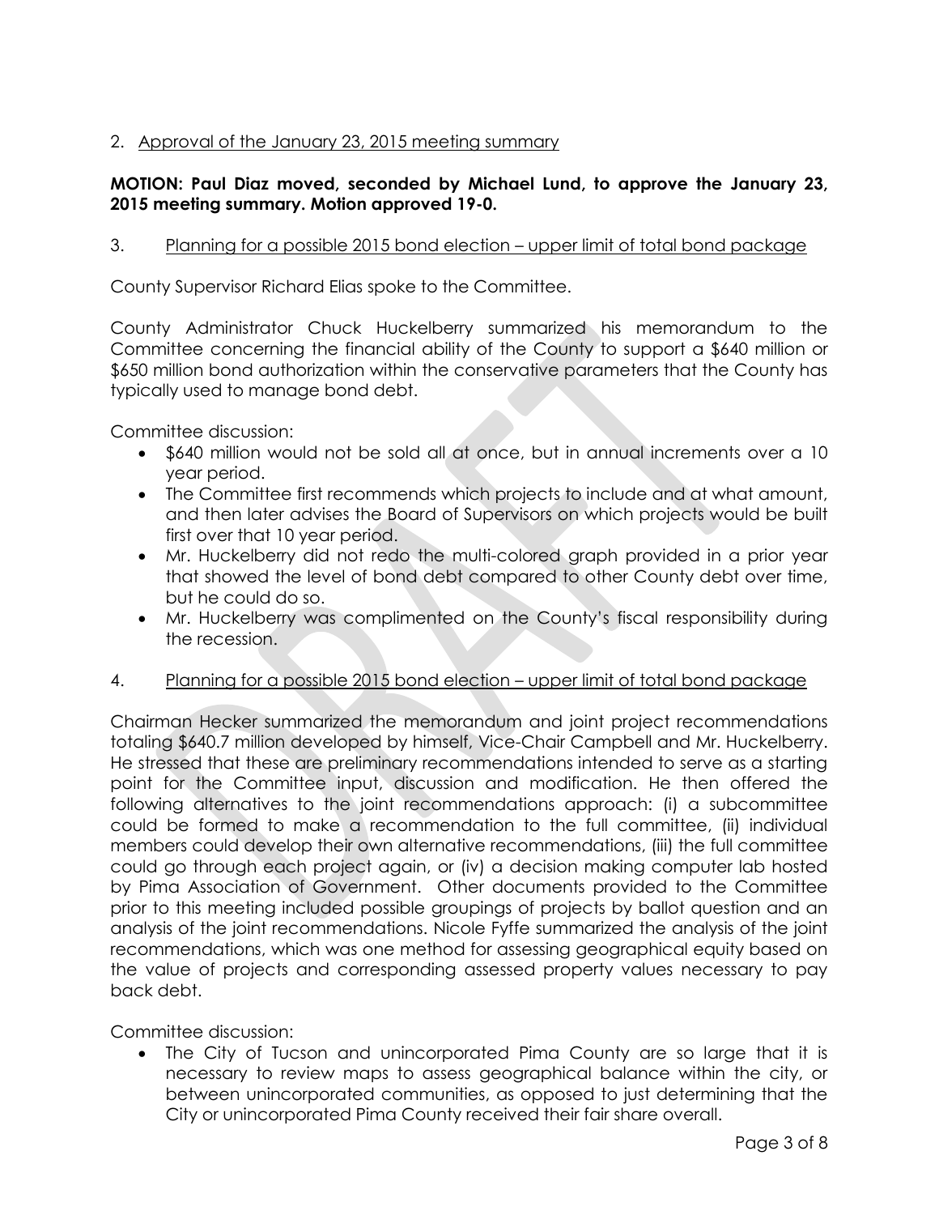2. <u>Approval of the January 23, 2015 meeting summary</u>

**MOTION: Paul Diaz moved, seconded by Michael Lund, to approve the January 23, 2015 meeting summary. Motion approved 19-0.**

3. <u>Planning for a possible 2015 bond election – upper limit of total bond package</u>

County Supervisor Richard Elias spoke to the Committee.

County Administrator Chuck Huckelberry summarized his memorandum to the Committee concerning the financial ability of the County to support a $640 million or $650 million bond authorization within the conservative parameters that the County has typically used to manage bond debt.

Committee discussion:

- $640 million would not be sold all at once, but in annual increments over a 10 year period.
- The Committee first recommends which projects to include and at what amount, and then later advises the Board of Supervisors on which projects would be built first over that 10 year period.
- Mr. Huckelberry did not redo the multi-colored graph provided in a prior year that showed the level of bond debt compared to other County debt over time, but he could do so.
- Mr. Huckelberry was complimented on the County's fiscal responsibility during the recession.

4. <u>Planning for a possible 2015 bond election – upper limit of total bond package</u>

Chairman Hecker summarized the memorandum and joint project recommendations totaling $640.7 million developed by himself, Vice-Chair Campbell and Mr. Huckelberry. He stressed that these are preliminary recommendations intended to serve as a starting point for the Committee input, discussion and modification. He then offered the following alternatives to the joint recommendations approach: (i) a subcommittee could be formed to make a recommendation to the full committee, (ii) individual members could develop their own alternative recommendations, (iii) the full committee could go through each project again, or (iv) a decision making computer lab hosted by Pima Association of Government. Other documents provided to the Committee prior to this meeting included possible groupings of projects by ballot question and an analysis of the joint recommendations. Nicole Fyffe summarized the analysis of the joint recommendations, which was one method for assessing geographical equity based on the value of projects and corresponding assessed property values necessary to pay back debt.

Committee discussion:

- The City of Tucson and unincorporated Pima County are so large that it is necessary to review maps to assess geographical balance within the city, or between unincorporated communities, as opposed to just determining that the City or unincorporated Pima County received their fair share overall.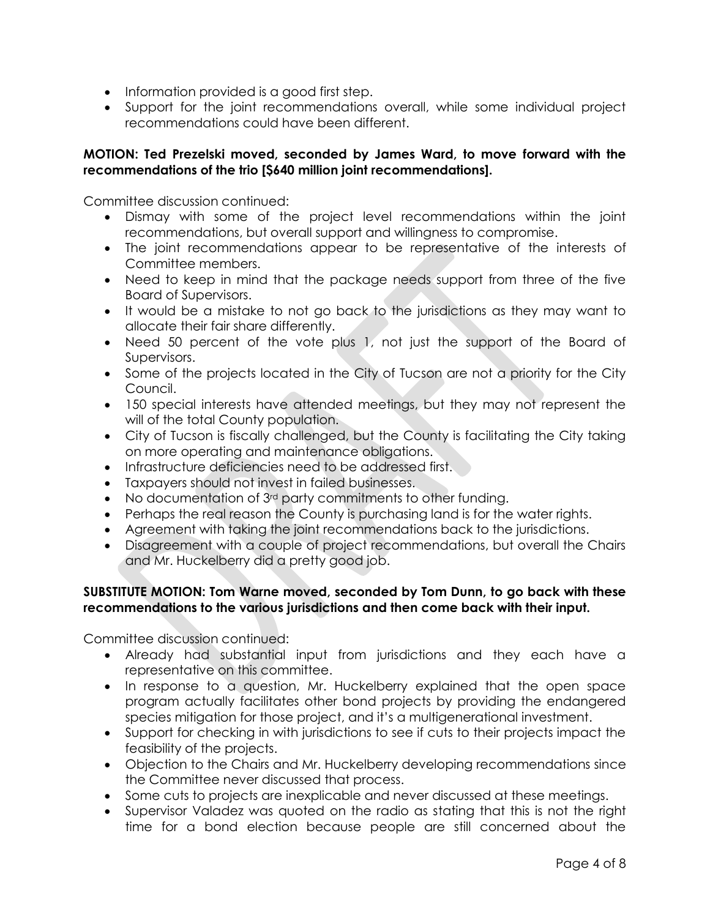- Information provided is a good first step.
- Support for the joint recommendations overall, while some individual project recommendations could have been different.

**MOTION: Ted Prezelski moved, seconded by James Ward, to move forward with the recommendations of the trio [$640 million joint recommendations].**

Committee discussion continued:

- Dismay with some of the project level recommendations within the joint recommendations, but overall support and willingness to compromise.
- The joint recommendations appear to be representative of the interests of Committee members.
- Need to keep in mind that the package needs support from three of the five Board of Supervisors.
- It would be a mistake to not go back to the jurisdictions as they may want to allocate their fair share differently.
- Need 50 percent of the vote plus 1, not just the support of the Board of Supervisors.
- Some of the projects located in the City of Tucson are not a priority for the City Council.
- 150 special interests have attended meetings, but they may not represent the will of the total County population.
- City of Tucson is fiscally challenged, but the County is facilitating the City taking on more operating and maintenance obligations.
- Infrastructure deficiencies need to be addressed first.
- Taxpayers should not invest in failed businesses.
- No documentation of 3rd party commitments to other funding.
- Perhaps the real reason the County is purchasing land is for the water rights.
- Agreement with taking the joint recommendations back to the jurisdictions.
- Disagreement with a couple of project recommendations, but overall the Chairs and Mr. Huckelberry did a pretty good job.

**SUBSTITUTE MOTION: Tom Warne moved, seconded by Tom Dunn, to go back with these recommendations to the various jurisdictions and then come back with their input.**

Committee discussion continued:

- Already had substantial input from jurisdictions and they each have a representative on this committee.
- In response to a question, Mr. Huckelberry explained that the open space program actually facilitates other bond projects by providing the endangered species mitigation for those project, and it's a multigenerational investment.
- Support for checking in with jurisdictions to see if cuts to their projects impact the feasibility of the projects.
- Objection to the Chairs and Mr. Huckelberry developing recommendations since the Committee never discussed that process.
- Some cuts to projects are inexplicable and never discussed at these meetings.
- Supervisor Valadez was quoted on the radio as stating that this is not the right time for a bond election because people are still concerned about the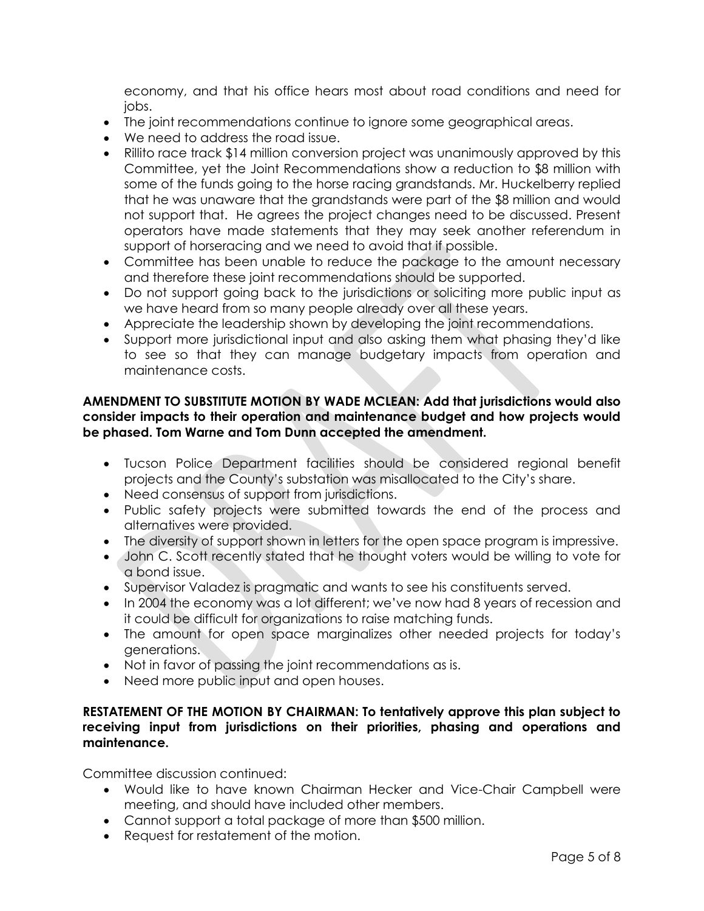economy, and that his office hears most about road conditions and need for jobs.

- The joint recommendations continue to ignore some geographical areas.
- We need to address the road issue.
- Rillito race track $14 million conversion project was unanimously approved by this Committee, yet the Joint Recommendations show a reduction to $8 million with some of the funds going to the horse racing grandstands. Mr. Huckelberry replied that he was unaware that the grandstands were part of the $8 million and would not support that. He agrees the project changes need to be discussed. Present operators have made statements that they may seek another referendum in support of horseracing and we need to avoid that if possible.
- Committee has been unable to reduce the package to the amount necessary and therefore these joint recommendations should be supported.
- Do not support going back to the jurisdictions or soliciting more public input as we have heard from so many people already over all these years.
- Appreciate the leadership shown by developing the joint recommendations.
- Support more jurisdictional input and also asking them what phasing they'd like to see so that they can manage budgetary impacts from operation and maintenance costs.

**AMENDMENT TO SUBSTITUTE MOTION BY WADE MCLEAN: Add that jurisdictions would also consider impacts to their operation and maintenance budget and how projects would be phased. Tom Warne and Tom Dunn accepted the amendment.**

- Tucson Police Department facilities should be considered regional benefit projects and the County's substation was misallocated to the City's share.
- Need consensus of support from jurisdictions.
- Public safety projects were submitted towards the end of the process and alternatives were provided.
- The diversity of support shown in letters for the open space program is impressive.
- John C. Scott recently stated that he thought voters would be willing to vote for a bond issue.
- Supervisor Valadez is pragmatic and wants to see his constituents served.
- In 2004 the economy was a lot different; we've now had 8 years of recession and it could be difficult for organizations to raise matching funds.
- The amount for open space marginalizes other needed projects for today's generations.
- Not in favor of passing the joint recommendations as is.
- Need more public input and open houses.

**RESTATEMENT OF THE MOTION BY CHAIRMAN: To tentatively approve this plan subject to receiving input from jurisdictions on their priorities, phasing and operations and maintenance.**

Committee discussion continued:

- Would like to have known Chairman Hecker and Vice-Chair Campbell were meeting, and should have included other members.
- Cannot support a total package of more than $500 million.
- Request for restatement of the motion.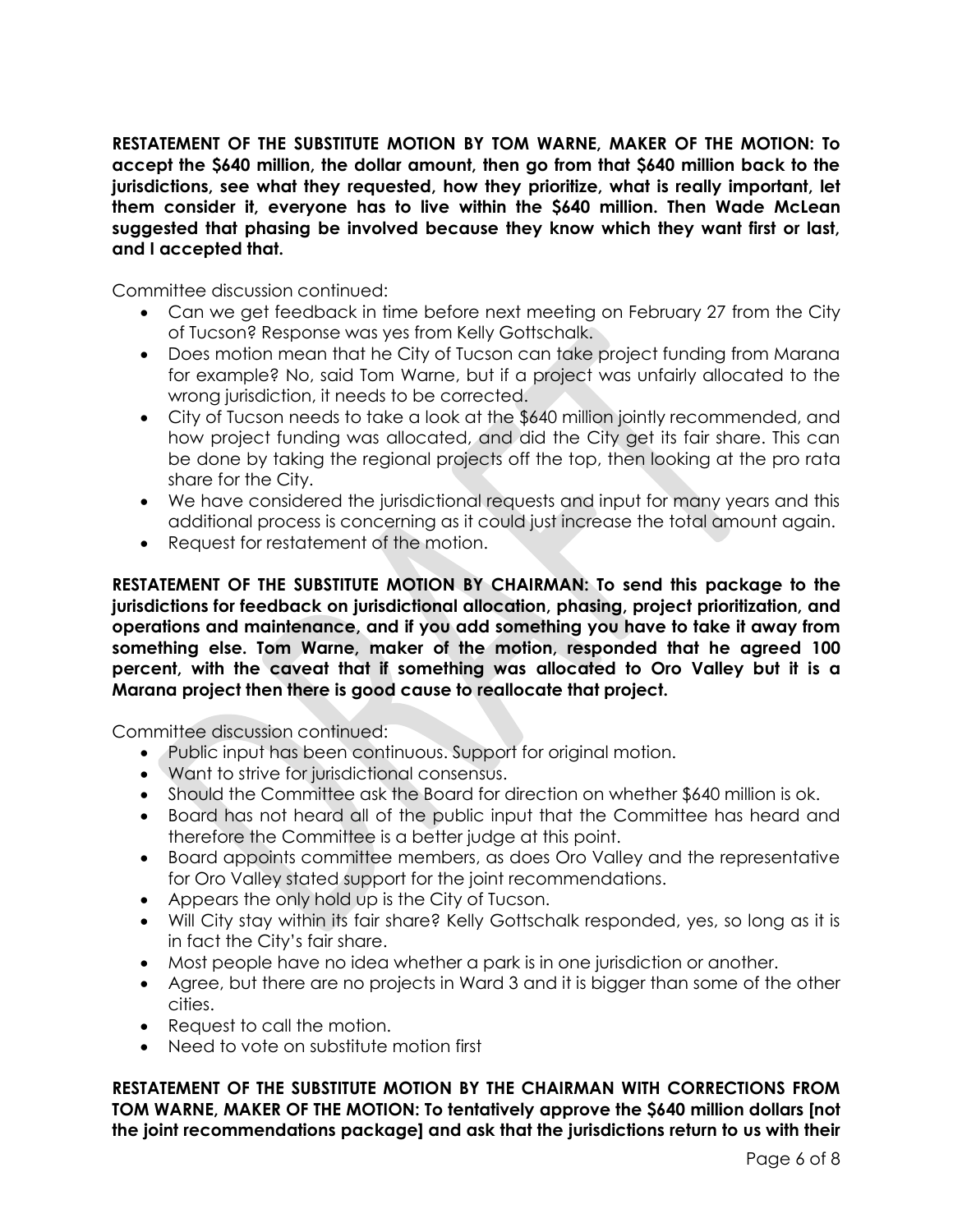**RESTATEMENT OF THE SUBSTITUTE MOTION BY TOM WARNE, MAKER OF THE MOTION: To accept the $640 million, the dollar amount, then go from that $640 million back to the jurisdictions, see what they requested, how they prioritize, what is really important, let them consider it, everyone has to live within the $640 million. Then Wade McLean suggested that phasing be involved because they know which they want first or last, and I accepted that.**

Committee discussion continued:

- Can we get feedback in time before next meeting on February 27 from the City of Tucson? Response was yes from Kelly Gottschalk.
- Does motion mean that he City of Tucson can take project funding from Marana for example? No, said Tom Warne, but if a project was unfairly allocated to the wrong jurisdiction, it needs to be corrected.
- City of Tucson needs to take a look at the $640 million jointly recommended, and how project funding was allocated, and did the City get its fair share. This can be done by taking the regional projects off the top, then looking at the pro rata share for the City.
- We have considered the jurisdictional requests and input for many years and this additional process is concerning as it could just increase the total amount again.
- Request for restatement of the motion.

**RESTATEMENT OF THE SUBSTITUTE MOTION BY CHAIRMAN: To send this package to the jurisdictions for feedback on jurisdictional allocation, phasing, project prioritization, and operations and maintenance, and if you add something you have to take it away from something else. Tom Warne, maker of the motion, responded that he agreed 100 percent, with the caveat that if something was allocated to Oro Valley but it is a Marana project then there is good cause to reallocate that project.**

Committee discussion continued:

- Public input has been continuous. Support for original motion.
- Want to strive for jurisdictional consensus.
- Should the Committee ask the Board for direction on whether $640 million is ok.
- Board has not heard all of the public input that the Committee has heard and therefore the Committee is a better judge at this point.
- Board appoints committee members, as does Oro Valley and the representative for Oro Valley stated support for the joint recommendations.
- Appears the only hold up is the City of Tucson.
- Will City stay within its fair share? Kelly Gottschalk responded, yes, so long as it is in fact the City's fair share.
- Most people have no idea whether a park is in one jurisdiction or another.
- Agree, but there are no projects in Ward 3 and it is bigger than some of the other cities.
- Request to call the motion.
- Need to vote on substitute motion first

**RESTATEMENT OF THE SUBSTITUTE MOTION BY THE CHAIRMAN WITH CORRECTIONS FROM TOM WARNE, MAKER OF THE MOTION: To tentatively approve the $640 million dollars [not the joint recommendations package] and ask that the jurisdictions return to us with their**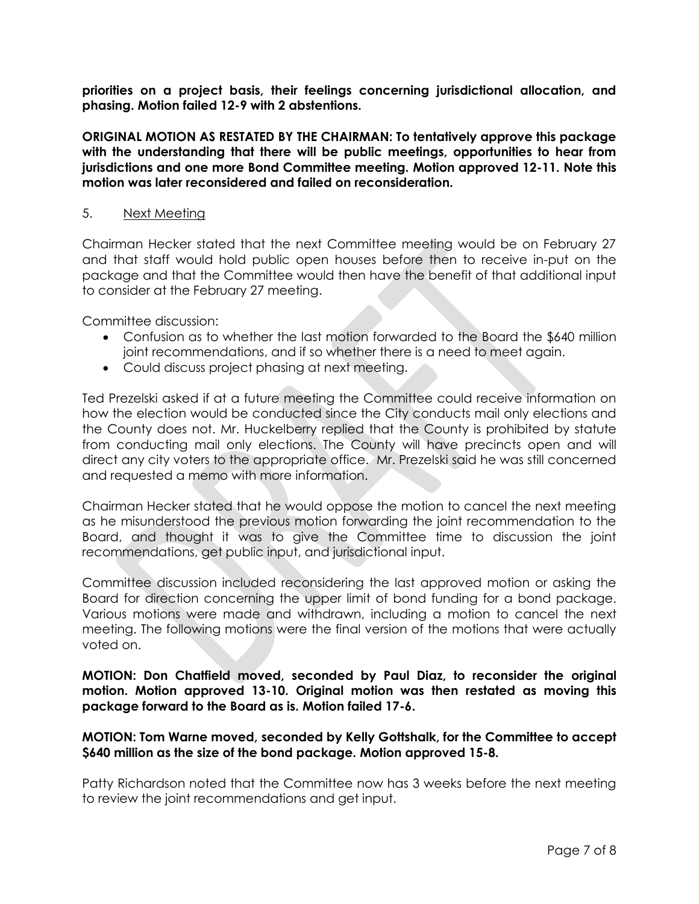**priorities on a project basis, their feelings concerning jurisdictional allocation, and phasing. Motion failed 12-9 with 2 abstentions.**

**ORIGINAL MOTION AS RESTATED BY THE CHAIRMAN: To tentatively approve this package with the understanding that there will be public meetings, opportunities to hear from jurisdictions and one more Bond Committee meeting. Motion approved 12-11. Note this motion was later reconsidered and failed on reconsideration.**

5. <u>Next Meeting</u>

Chairman Hecker stated that the next Committee meeting would be on February 27 and that staff would hold public open houses before then to receive in-put on the package and that the Committee would then have the benefit of that additional input to consider at the February 27 meeting.

Committee discussion:

- Confusion as to whether the last motion forwarded to the Board the $640 million joint recommendations, and if so whether there is a need to meet again.
- Could discuss project phasing at next meeting.

Ted Prezelski asked if at a future meeting the Committee could receive information on how the election would be conducted since the City conducts mail only elections and the County does not. Mr. Huckelberry replied that the County is prohibited by statute from conducting mail only elections. The County will have precincts open and will direct any city voters to the appropriate office. Mr. Prezelski said he was still concerned and requested a memo with more information.

Chairman Hecker stated that he would oppose the motion to cancel the next meeting as he misunderstood the previous motion forwarding the joint recommendation to the Board, and thought it was to give the Committee time to discussion the joint recommendations, get public input, and jurisdictional input.

Committee discussion included reconsidering the last approved motion or asking the Board for direction concerning the upper limit of bond funding for a bond package. Various motions were made and withdrawn, including a motion to cancel the next meeting. The following motions were the final version of the motions that were actually voted on.

**MOTION: Don Chatfield moved, seconded by Paul Diaz, to reconsider the original motion. Motion approved 13-10. Original motion was then restated as moving this package forward to the Board as is. Motion failed 17-6.**

**MOTION: Tom Warne moved, seconded by Kelly Gottshalk, for the Committee to accept $640 million as the size of the bond package. Motion approved 15-8.**

Patty Richardson noted that the Committee now has 3 weeks before the next meeting to review the joint recommendations and get input.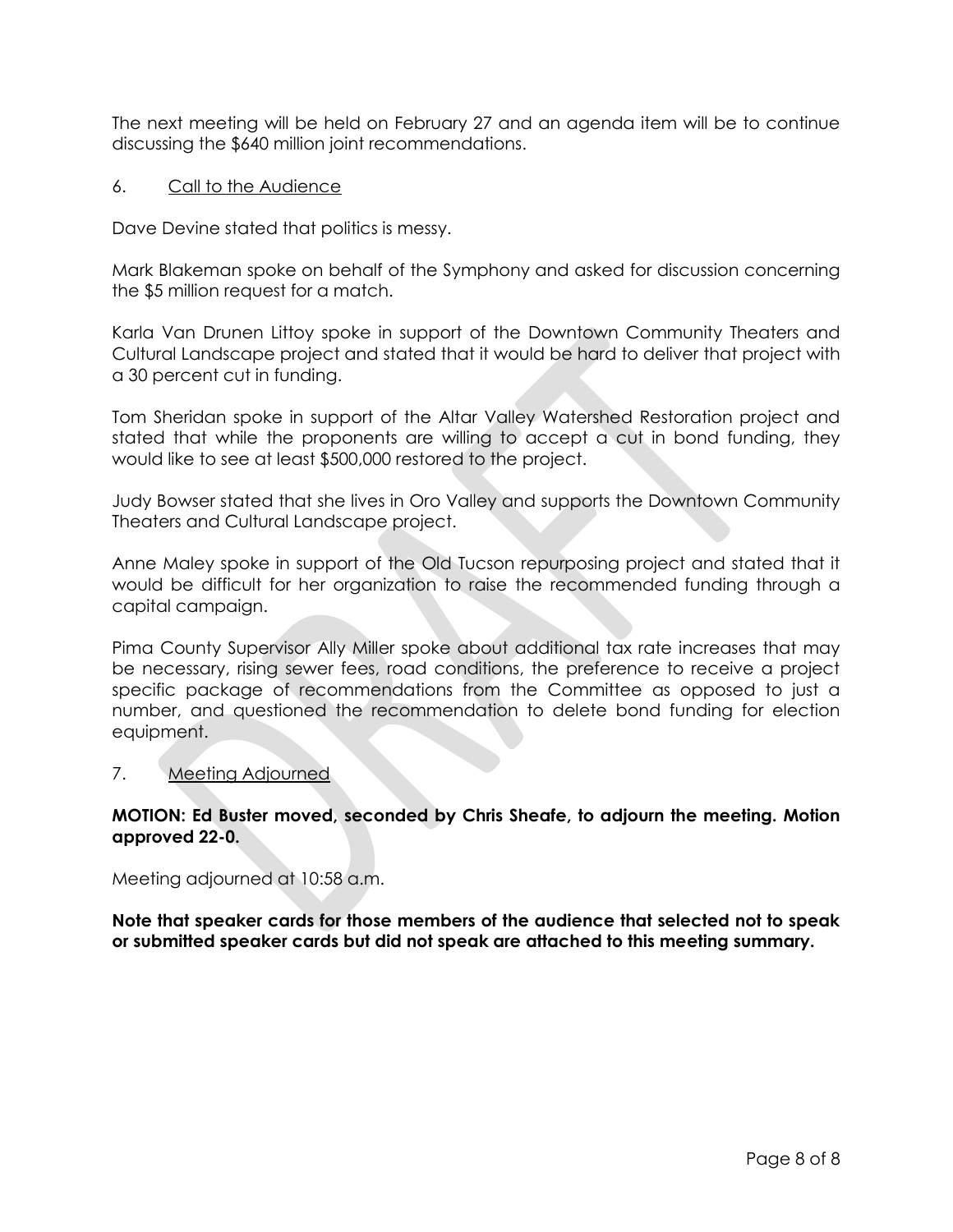The next meeting will be held on February 27 and an agenda item will be to continue discussing the $640 million joint recommendations.

6. Call to the Audience

Dave Devine stated that politics is messy.

Mark Blakeman spoke on behalf of the Symphony and asked for discussion concerning the $5 million request for a match.

Karla Van Drunen Littoy spoke in support of the Downtown Community Theaters and Cultural Landscape project and stated that it would be hard to deliver that project with a 30 percent cut in funding.

Tom Sheridan spoke in support of the Altar Valley Watershed Restoration project and stated that while the proponents are willing to accept a cut in bond funding, they would like to see at least $500,000 restored to the project.

Judy Bowser stated that she lives in Oro Valley and supports the Downtown Community Theaters and Cultural Landscape project.

Anne Maley spoke in support of the Old Tucson repurposing project and stated that it would be difficult for her organization to raise the recommended funding through a capital campaign.

Pima County Supervisor Ally Miller spoke about additional tax rate increases that may be necessary, rising sewer fees, road conditions, the preference to receive a project specific package of recommendations from the Committee as opposed to just a number, and questioned the recommendation to delete bond funding for election equipment.

7. Meeting Adjourned

**MOTION: Ed Buster moved, seconded by Chris Sheafe, to adjourn the meeting. Motion approved 22-0.**

Meeting adjourned at 10:58 a.m.

**Note that speaker cards for those members of the audience that selected not to speak or submitted speaker cards but did not speak are attached to this meeting summary.**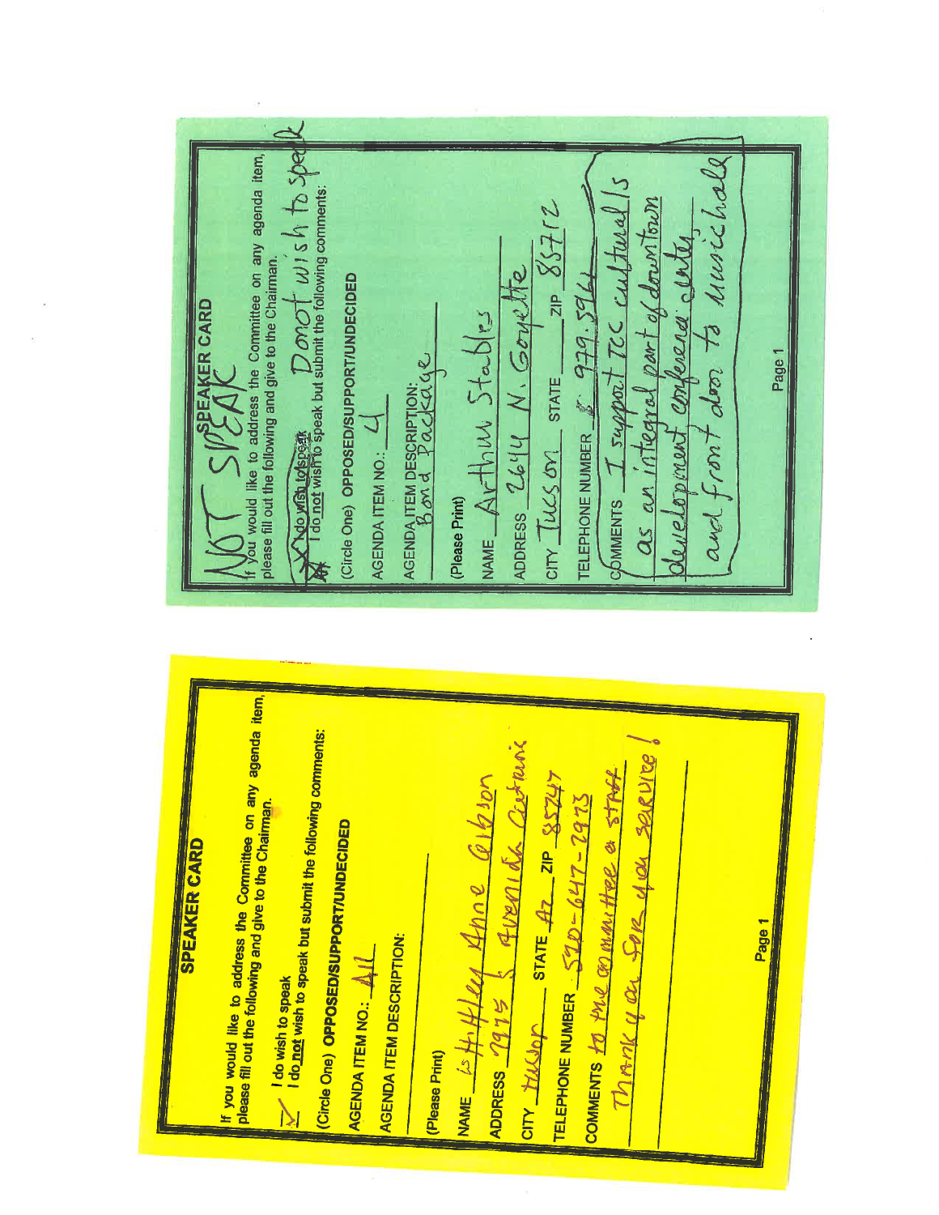## SPEAKER CARD

If you would like to address the Committee on any agenda item, please fill out the following and give to the Chairman.

☐ I do wish to speak
☑ I do **not** wish to speak but submit the following comments:

(Circle One) **OPPOSED/SUPPORT/UNDECIDED**

**AGENDA ITEM NO.:** All

**AGENDA ITEM DESCRIPTION:**

(Please Print)

**NAME** Ist Hfley Anne Gibson

**ADDRESS** 7975 S. Avenida Costanic

**CITY** Tucson **STATE** Az **ZIP** 85747

**TELEPHONE NUMBER** 520-647-2973

**COMMENTS** to the committee & staff Thank you for your service!

---

## NOT SPEAK

## SPEAKER CARD

If you would like to address the Committee on any agenda item, please fill out the following and give to the Chairman.

~~I do wish to speak~~
☒ I do **not** wish to speak but submit the following comments: Donot wish to speak

(Circle One) **OPPOSED/SUPPORT/UNDECIDED**

AGENDA ITEM NO.: 4

AGENDA ITEM DESCRIPTION: Bond Package

(Please Print)

NAME Arthur Stables

ADDRESS 2644 N. Goyette

CITY Tucson STATE ZIP 85712

TELEPHONE NUMBER 979.5964

COMMENTS I support TCC cultural/s as an integral part of downtown development conference center, and front door to Musichall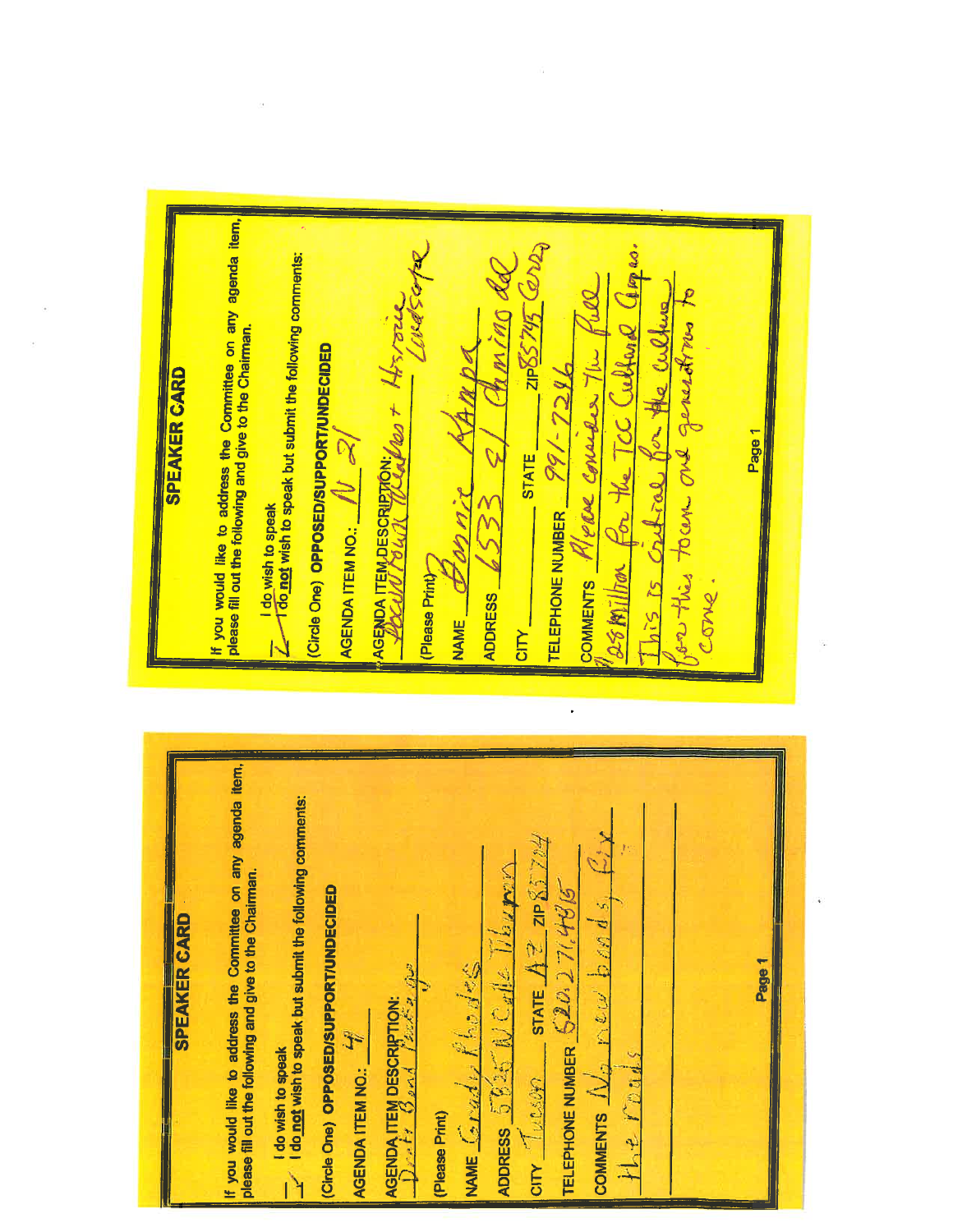# SPEAKER CARD

If you would like to address the Committee on any agenda item, please fill out the following and give to the Chairman.

___ I do wish to speak
✓ I do **not** wish to speak but submit the following comments:

(Circle One) **OPPOSED/SUPPORT/UNDECIDED**

AGENDA ITEM NO.: 4

AGENDA ITEM DESCRIPTION: Draft Bond Package

(Please Print)

NAME: Grady Rhodes

ADDRESS: 5925 N Calle Thurman

CITY: Tucson STATE: AZ ZIP: 85704

TELEPHONE NUMBER: 520.271.4815

COMMENTS: No new bonds, fix the roads

Page 1

# SPEAKER CARD

If you would like to address the Committee on any agenda item, please fill out the following and give to the Chairman.

___ I do wish to speak
✓ I do **not** wish to speak but submit the following comments:

(Circle One) **OPPOSED/SUPPORT/UNDECIDED**

AGENDA ITEM NO.: N 21

AGENDA ITEM DESCRIPTION: Downtown Theatres + Historic Landscape

(Please Print)

NAME: Bonnie Kampa

ADDRESS: 6533 El Camino del

CITY: ______ STATE: ______ ZIP: 85745 Cerro

TELEPHONE NUMBER: 991-7246

COMMENTS: Please consider the full 25 million for the TCC Cultural Campus. This is critical for the culture for this town and generations to come.

Page 1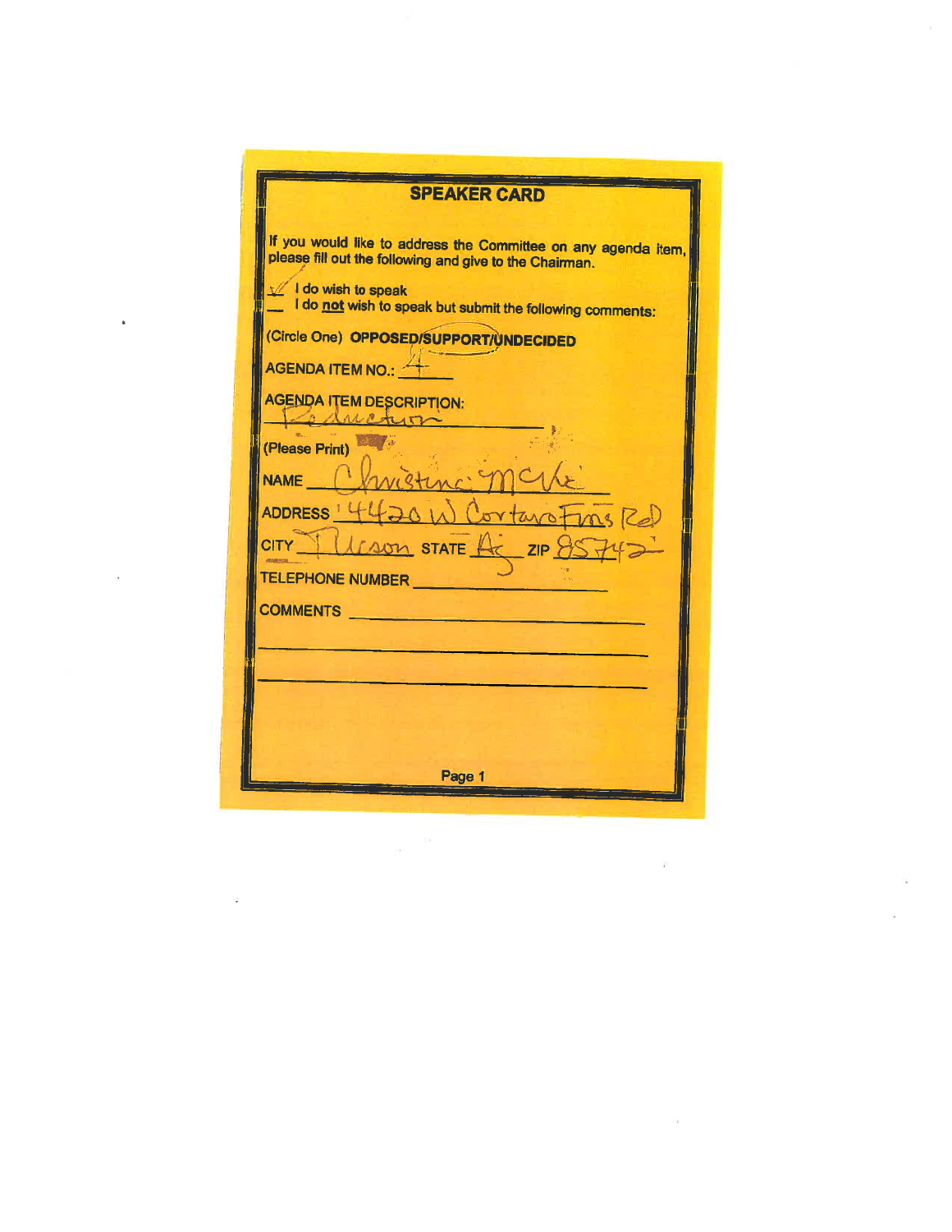# SPEAKER CARD

If you would like to address the Committee on any agenda item, please fill out the following and give to the Chairman.

✓ I do wish to speak

__ I do **not** wish to speak but submit the following comments:

(Circle One) OPPOSED/SUPPORT/UNDECIDED

AGENDA ITEM NO.: 4

AGENDA ITEM DESCRIPTION: Reduction

(Please Print)

NAME Christine McVie

ADDRESS 4420 W Cortaro Farms Rd

CITY Tucson STATE Az ZIP 85742

TELEPHONE NUMBER ____________

COMMENTS ____________